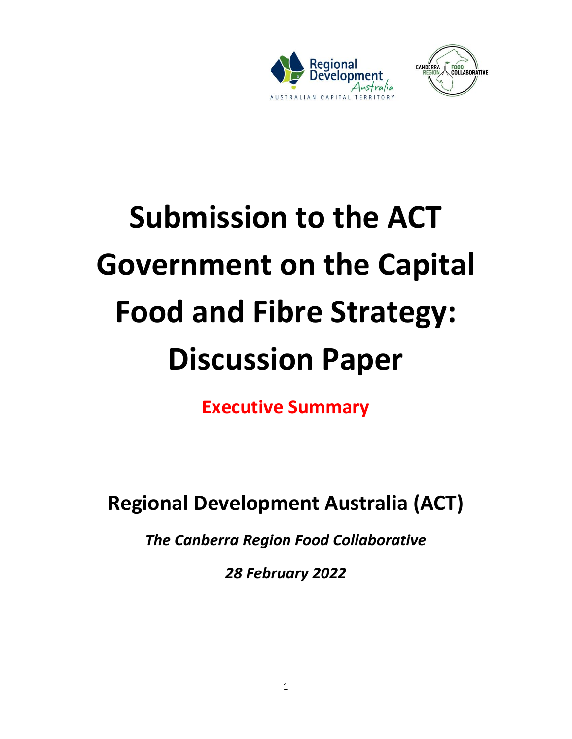# Submission to the ACT Government on the Capital Food and Fibre Strategy: Discussion Paper

## Executive Summary

## Regional Development Australia (ACT)

***The Canberra Region Food Collaborative***

***28 February 2022***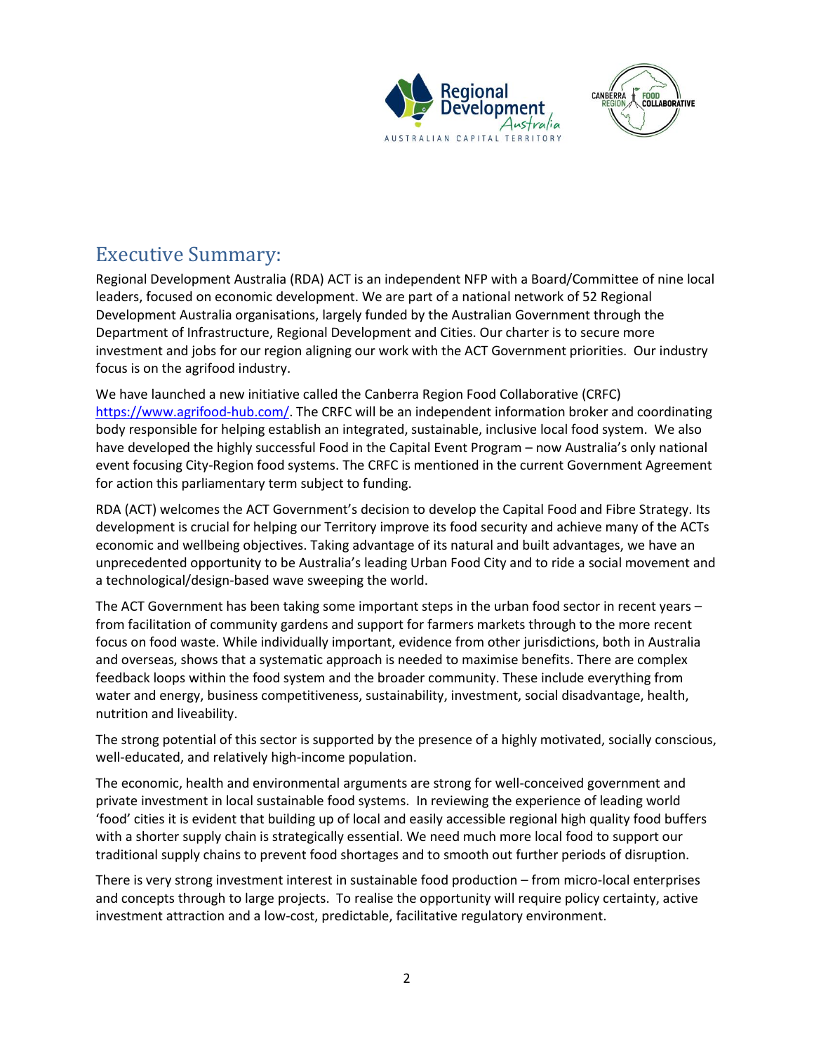## Executive Summary:

Regional Development Australia (RDA) ACT is an independent NFP with a Board/Committee of nine local leaders, focused on economic development. We are part of a national network of 52 Regional Development Australia organisations, largely funded by the Australian Government through the Department of Infrastructure, Regional Development and Cities. Our charter is to secure more investment and jobs for our region aligning our work with the ACT Government priorities. Our industry focus is on the agrifood industry.

We have launched a new initiative called the Canberra Region Food Collaborative (CRFC) https://www.agrifood-hub.com/. The CRFC will be an independent information broker and coordinating body responsible for helping establish an integrated, sustainable, inclusive local food system. We also have developed the highly successful Food in the Capital Event Program – now Australia's only national event focusing City-Region food systems. The CRFC is mentioned in the current Government Agreement for action this parliamentary term subject to funding.

RDA (ACT) welcomes the ACT Government's decision to develop the Capital Food and Fibre Strategy. Its development is crucial for helping our Territory improve its food security and achieve many of the ACTs economic and wellbeing objectives. Taking advantage of its natural and built advantages, we have an unprecedented opportunity to be Australia's leading Urban Food City and to ride a social movement and a technological/design-based wave sweeping the world.

The ACT Government has been taking some important steps in the urban food sector in recent years – from facilitation of community gardens and support for farmers markets through to the more recent focus on food waste. While individually important, evidence from other jurisdictions, both in Australia and overseas, shows that a systematic approach is needed to maximise benefits. There are complex feedback loops within the food system and the broader community. These include everything from water and energy, business competitiveness, sustainability, investment, social disadvantage, health, nutrition and liveability.

The strong potential of this sector is supported by the presence of a highly motivated, socially conscious, well-educated, and relatively high-income population.

The economic, health and environmental arguments are strong for well-conceived government and private investment in local sustainable food systems. In reviewing the experience of leading world 'food' cities it is evident that building up of local and easily accessible regional high quality food buffers with a shorter supply chain is strategically essential. We need much more local food to support our traditional supply chains to prevent food shortages and to smooth out further periods of disruption.

There is very strong investment interest in sustainable food production – from micro-local enterprises and concepts through to large projects. To realise the opportunity will require policy certainty, active investment attraction and a low-cost, predictable, facilitative regulatory environment.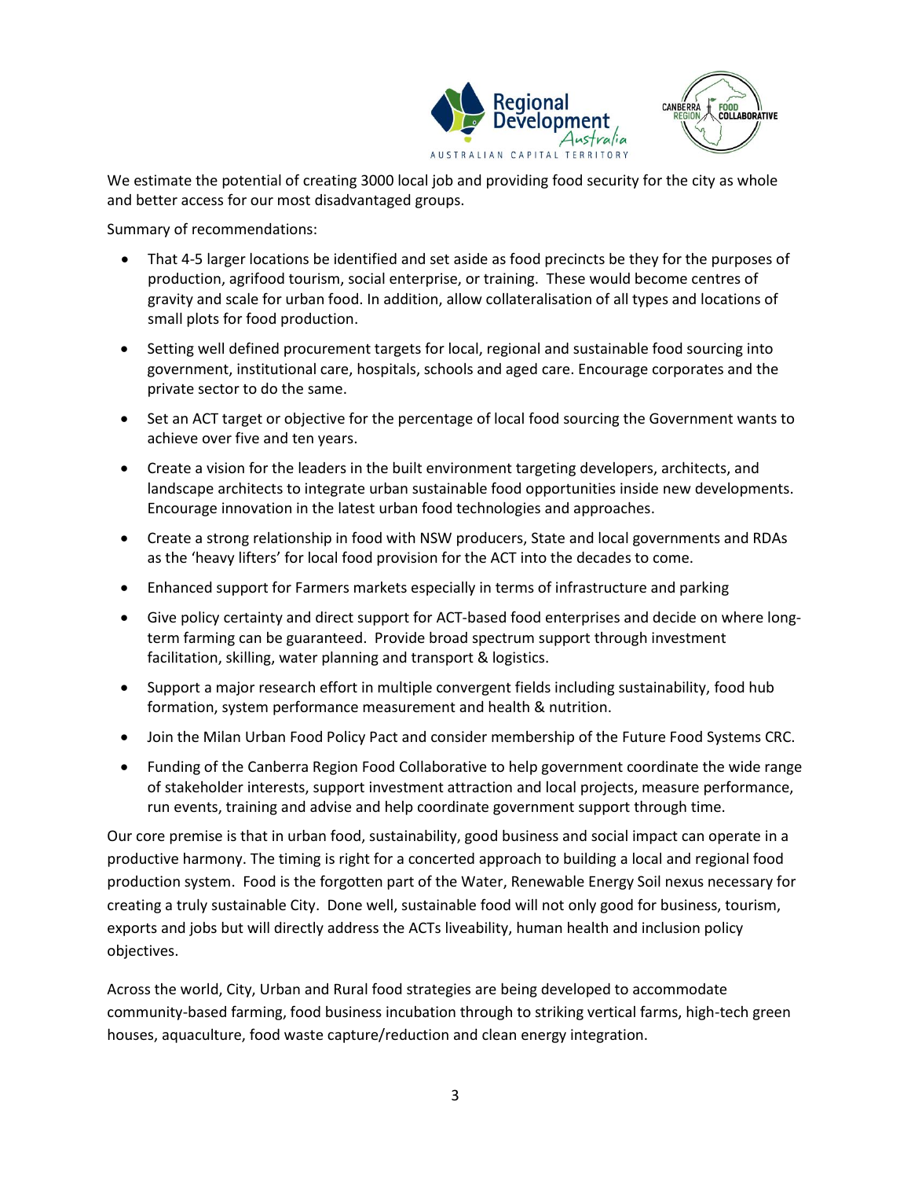We estimate the potential of creating 3000 local job and providing food security for the city as whole and better access for our most disadvantaged groups.

Summary of recommendations:

- That 4-5 larger locations be identified and set aside as food precincts be they for the purposes of production, agrifood tourism, social enterprise, or training. These would become centres of gravity and scale for urban food. In addition, allow collateralisation of all types and locations of small plots for food production.
- Setting well defined procurement targets for local, regional and sustainable food sourcing into government, institutional care, hospitals, schools and aged care. Encourage corporates and the private sector to do the same.
- Set an ACT target or objective for the percentage of local food sourcing the Government wants to achieve over five and ten years.
- Create a vision for the leaders in the built environment targeting developers, architects, and landscape architects to integrate urban sustainable food opportunities inside new developments. Encourage innovation in the latest urban food technologies and approaches.
- Create a strong relationship in food with NSW producers, State and local governments and RDAs as the 'heavy lifters' for local food provision for the ACT into the decades to come.
- Enhanced support for Farmers markets especially in terms of infrastructure and parking
- Give policy certainty and direct support for ACT-based food enterprises and decide on where long-term farming can be guaranteed. Provide broad spectrum support through investment facilitation, skilling, water planning and transport & logistics.
- Support a major research effort in multiple convergent fields including sustainability, food hub formation, system performance measurement and health & nutrition.
- Join the Milan Urban Food Policy Pact and consider membership of the Future Food Systems CRC.
- Funding of the Canberra Region Food Collaborative to help government coordinate the wide range of stakeholder interests, support investment attraction and local projects, measure performance, run events, training and advise and help coordinate government support through time.

Our core premise is that in urban food, sustainability, good business and social impact can operate in a productive harmony. The timing is right for a concerted approach to building a local and regional food production system. Food is the forgotten part of the Water, Renewable Energy Soil nexus necessary for creating a truly sustainable City. Done well, sustainable food will not only good for business, tourism, exports and jobs but will directly address the ACTs liveability, human health and inclusion policy objectives.

Across the world, City, Urban and Rural food strategies are being developed to accommodate community-based farming, food business incubation through to striking vertical farms, high-tech green houses, aquaculture, food waste capture/reduction and clean energy integration.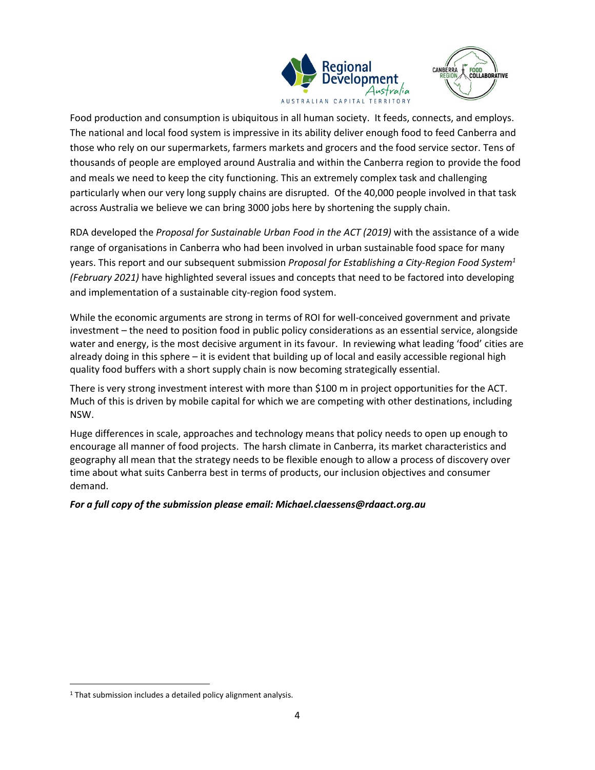Food production and consumption is ubiquitous in all human society. It feeds, connects, and employs. The national and local food system is impressive in its ability deliver enough food to feed Canberra and those who rely on our supermarkets, farmers markets and grocers and the food service sector. Tens of thousands of people are employed around Australia and within the Canberra region to provide the food and meals we need to keep the city functioning. This an extremely complex task and challenging particularly when our very long supply chains are disrupted. Of the 40,000 people involved in that task across Australia we believe we can bring 3000 jobs here by shortening the supply chain.

RDA developed the *Proposal for Sustainable Urban Food in the ACT (2019)* with the assistance of a wide range of organisations in Canberra who had been involved in urban sustainable food space for many years. This report and our subsequent submission *Proposal for Establishing a City-Region Food System*[1] *(February 2021)* have highlighted several issues and concepts that need to be factored into developing and implementation of a sustainable city-region food system.

While the economic arguments are strong in terms of ROI for well-conceived government and private investment – the need to position food in public policy considerations as an essential service, alongside water and energy, is the most decisive argument in its favour. In reviewing what leading 'food' cities are already doing in this sphere – it is evident that building up of local and easily accessible regional high quality food buffers with a short supply chain is now becoming strategically essential.

There is very strong investment interest with more than $100 m in project opportunities for the ACT. Much of this is driven by mobile capital for which we are competing with other destinations, including NSW.

Huge differences in scale, approaches and technology means that policy needs to open up enough to encourage all manner of food projects. The harsh climate in Canberra, its market characteristics and geography all mean that the strategy needs to be flexible enough to allow a process of discovery over time about what suits Canberra best in terms of products, our inclusion objectives and consumer demand.

***For a full copy of the submission please email: Michael.claessens@rdaact.org.au***

[1] That submission includes a detailed policy alignment analysis.